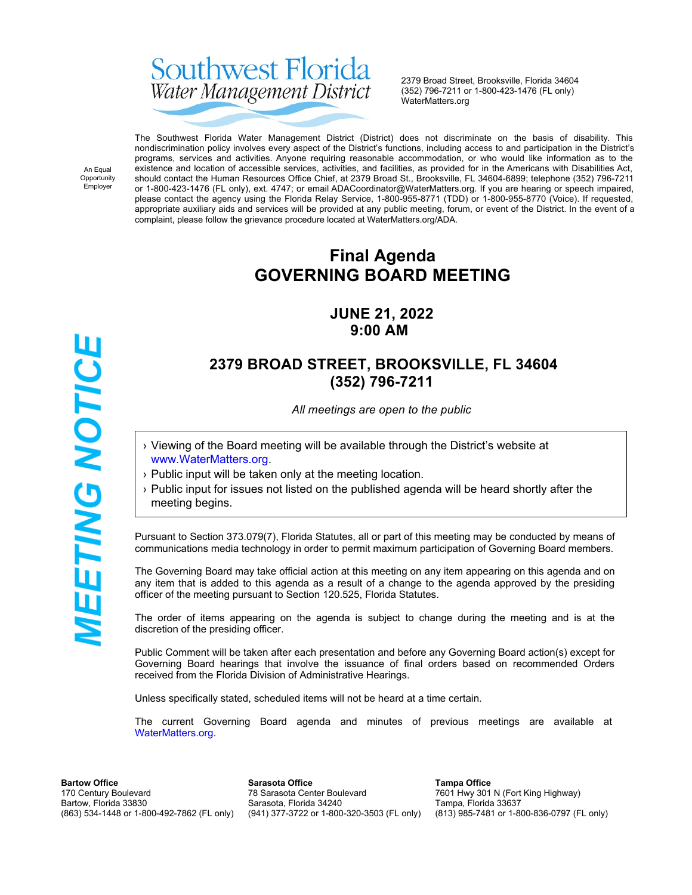# Southwest Florida Water Management District

2379 Broad Street, Brooksville, Florida 34604
(352) 796-7211 or 1-800-423-1476 (FL only)
WaterMatters.org

An Equal Opportunity Employer

The Southwest Florida Water Management District (District) does not discriminate on the basis of disability. This nondiscrimination policy involves every aspect of the District's functions, including access to and participation in the District's programs, services and activities. Anyone requiring reasonable accommodation, or who would like information as to the existence and location of accessible services, activities, and facilities, as provided for in the Americans with Disabilities Act, should contact the Human Resources Office Chief, at 2379 Broad St., Brooksville, FL 34604-6899; telephone (352) 796-7211 or 1-800-423-1476 (FL only), ext. 4747; or email ADACoordinator@WaterMatters.org. If you are hearing or speech impaired, please contact the agency using the Florida Relay Service, 1-800-955-8771 (TDD) or 1-800-955-8770 (Voice). If requested, appropriate auxiliary aids and services will be provided at any public meeting, forum, or event of the District. In the event of a complaint, please follow the grievance procedure located at WaterMatters.org/ADA.

**MEETING NOTICE**

# Final Agenda
# GOVERNING BOARD MEETING

## JUNE 21, 2022
## 9:00 AM

## 2379 BROAD STREET, BROOKSVILLE, FL 34604
## (352) 796-7211

*All meetings are open to the public*

- Viewing of the Board meeting will be available through the District's website at www.WaterMatters.org.
- Public input will be taken only at the meeting location.
- Public input for issues not listed on the published agenda will be heard shortly after the meeting begins.

Pursuant to Section 373.079(7), Florida Statutes, all or part of this meeting may be conducted by means of communications media technology in order to permit maximum participation of Governing Board members.

The Governing Board may take official action at this meeting on any item appearing on this agenda and on any item that is added to this agenda as a result of a change to the agenda approved by the presiding officer of the meeting pursuant to Section 120.525, Florida Statutes.

The order of items appearing on the agenda is subject to change during the meeting and is at the discretion of the presiding officer.

Public Comment will be taken after each presentation and before any Governing Board action(s) except for Governing Board hearings that involve the issuance of final orders based on recommended Orders received from the Florida Division of Administrative Hearings.

Unless specifically stated, scheduled items will not be heard at a time certain.

The current Governing Board agenda and minutes of previous meetings are available at WaterMatters.org.

**Bartow Office**
170 Century Boulevard
Bartow, Florida 33830
(863) 534-1448 or 1-800-492-7862 (FL only)

**Sarasota Office**
78 Sarasota Center Boulevard
Sarasota, Florida 34240
(941) 377-3722 or 1-800-320-3503 (FL only)

**Tampa Office**
7601 Hwy 301 N (Fort King Highway)
Tampa, Florida 33637
(813) 985-7481 or 1-800-836-0797 (FL only)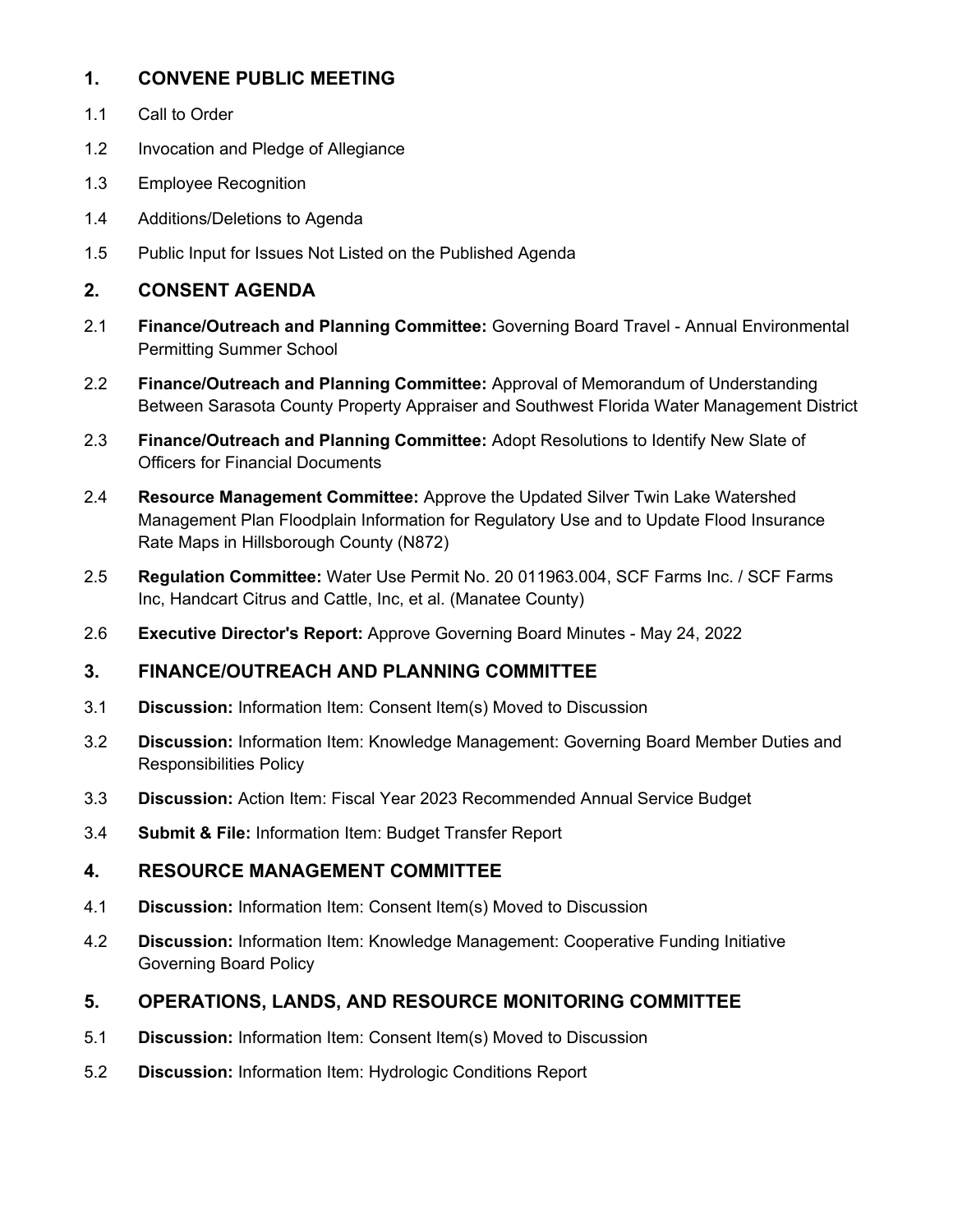## 1. CONVENE PUBLIC MEETING

1.1 Call to Order

1.2 Invocation and Pledge of Allegiance

1.3 Employee Recognition

1.4 Additions/Deletions to Agenda

1.5 Public Input for Issues Not Listed on the Published Agenda

## 2. CONSENT AGENDA

2.1 **Finance/Outreach and Planning Committee:** Governing Board Travel - Annual Environmental Permitting Summer School

2.2 **Finance/Outreach and Planning Committee:** Approval of Memorandum of Understanding Between Sarasota County Property Appraiser and Southwest Florida Water Management District

2.3 **Finance/Outreach and Planning Committee:** Adopt Resolutions to Identify New Slate of Officers for Financial Documents

2.4 **Resource Management Committee:** Approve the Updated Silver Twin Lake Watershed Management Plan Floodplain Information for Regulatory Use and to Update Flood Insurance Rate Maps in Hillsborough County (N872)

2.5 **Regulation Committee:** Water Use Permit No. 20 011963.004, SCF Farms Inc. / SCF Farms Inc, Handcart Citrus and Cattle, Inc, et al. (Manatee County)

2.6 **Executive Director's Report:** Approve Governing Board Minutes - May 24, 2022

## 3. FINANCE/OUTREACH AND PLANNING COMMITTEE

3.1 **Discussion:** Information Item: Consent Item(s) Moved to Discussion

3.2 **Discussion:** Information Item: Knowledge Management: Governing Board Member Duties and Responsibilities Policy

3.3 **Discussion:** Action Item: Fiscal Year 2023 Recommended Annual Service Budget

3.4 **Submit & File:** Information Item: Budget Transfer Report

## 4. RESOURCE MANAGEMENT COMMITTEE

4.1 **Discussion:** Information Item: Consent Item(s) Moved to Discussion

4.2 **Discussion:** Information Item: Knowledge Management: Cooperative Funding Initiative Governing Board Policy

## 5. OPERATIONS, LANDS, AND RESOURCE MONITORING COMMITTEE

5.1 **Discussion:** Information Item: Consent Item(s) Moved to Discussion

5.2 **Discussion:** Information Item: Hydrologic Conditions Report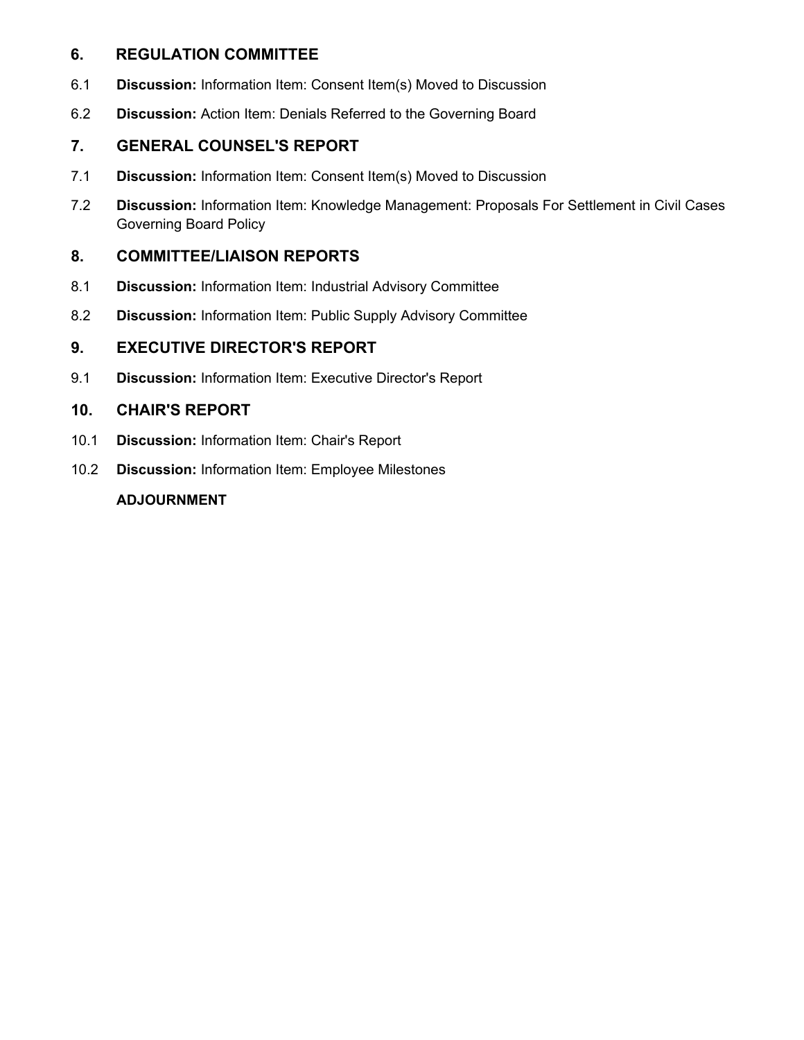## 6. REGULATION COMMITTEE

6.1 **Discussion:** Information Item: Consent Item(s) Moved to Discussion

6.2 **Discussion:** Action Item: Denials Referred to the Governing Board

## 7. GENERAL COUNSEL'S REPORT

7.1 **Discussion:** Information Item: Consent Item(s) Moved to Discussion

7.2 **Discussion:** Information Item: Knowledge Management: Proposals For Settlement in Civil Cases Governing Board Policy

## 8. COMMITTEE/LIAISON REPORTS

8.1 **Discussion:** Information Item: Industrial Advisory Committee

8.2 **Discussion:** Information Item: Public Supply Advisory Committee

## 9. EXECUTIVE DIRECTOR'S REPORT

9.1 **Discussion:** Information Item: Executive Director's Report

## 10. CHAIR'S REPORT

10.1 **Discussion:** Information Item: Chair's Report

10.2 **Discussion:** Information Item: Employee Milestones

**ADJOURNMENT**